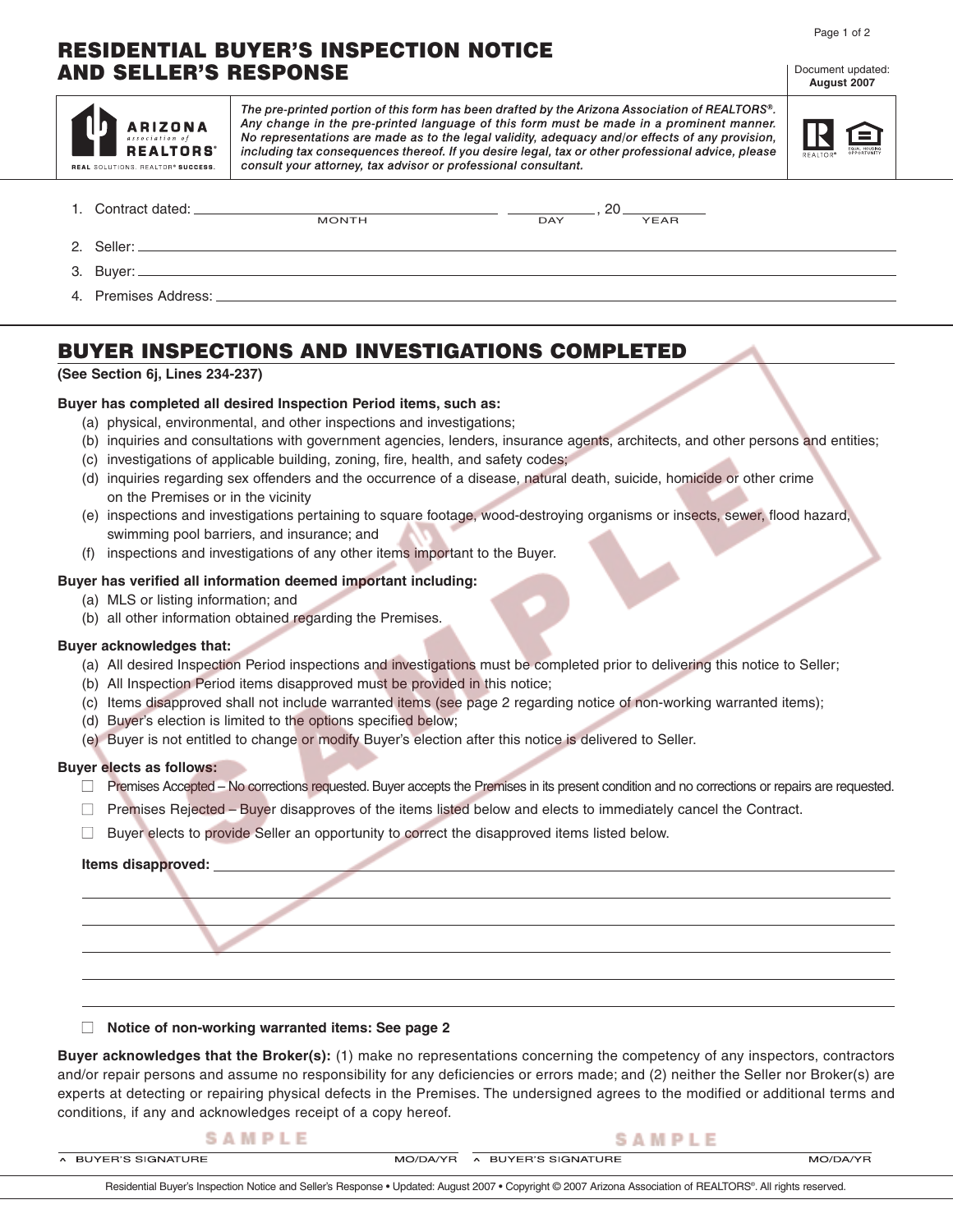# RESIDENTIAL BUYER'S INSPECTION NOTICE AND SELLER'S RESPONSE

Document updated: **August 2007**

ARIZONA association of REALTORS® — REAL SOLUTIONS. REALTOR® SUCCESS.

*The pre-printed portion of this form has been drafted by the Arizona Association of REALTORS®. Any change in the pre-printed language of this form must be made in a prominent manner. No representations are made as to the legal validity, adequacy and/or effects of any provision, including tax consequences thereof. If you desire legal, tax or other professional advice, please consult your attorney, tax advisor or professional consultant.*

1. Contract dated: ______________ (MONTH) ______ (DAY), 20____ (YEAR)
2. Seller: ____________________
3. Buyer: ____________________
4. Premises Address: ____________________

## BUYER INSPECTIONS AND INVESTIGATIONS COMPLETED

**(See Section 6j, Lines 234-237)**

**Buyer has completed all desired Inspection Period items, such as:**

(a) physical, environmental, and other inspections and investigations;
(b) inquiries and consultations with government agencies, lenders, insurance agents, architects, and other persons and entities;
(c) investigations of applicable building, zoning, fire, health, and safety codes;
(d) inquiries regarding sex offenders and the occurrence of a disease, natural death, suicide, homicide or other crime on the Premises or in the vicinity
(e) inspections and investigations pertaining to square footage, wood-destroying organisms or insects, sewer, flood hazard, swimming pool barriers, and insurance; and
(f) inspections and investigations of any other items important to the Buyer.

**Buyer has verified all information deemed important including:**

(a) MLS or listing information; and
(b) all other information obtained regarding the Premises.

**Buyer acknowledges that:**

(a) All desired Inspection Period inspections and investigations must be completed prior to delivering this notice to Seller;
(b) All Inspection Period items disapproved must be provided in this notice;
(c) Items disapproved shall not include warranted items (see page 2 regarding notice of non-working warranted items);
(d) Buyer's election is limited to the options specified below;
(e) Buyer is not entitled to change or modify Buyer's election after this notice is delivered to Seller.

**Buyer elects as follows:**

- ☐ Premises Accepted – No corrections requested. Buyer accepts the Premises in its present condition and no corrections or repairs are requested.
- ☐ Premises Rejected – Buyer disapproves of the items listed below and elects to immediately cancel the Contract.
- ☐ Buyer elects to provide Seller an opportunity to correct the disapproved items listed below.

**Items disapproved:** ____________________

____________________

____________________

____________________

____________________

____________________

☐ **Notice of non-working warranted items: See page 2**

**Buyer acknowledges that the Broker(s):** (1) make no representations concerning the competency of any inspectors, contractors and/or repair persons and assume no responsibility for any deficiencies or errors made; and (2) neither the Seller nor Broker(s) are experts at detecting or repairing physical defects in the Premises. The undersigned agrees to the modified or additional terms and conditions, if any and acknowledges receipt of a copy hereof.

SAMPLE ____________________ SAMPLE ____________________

^ BUYER'S SIGNATURE    MO/DA/YR    ^ BUYER'S SIGNATURE    MO/DA/YR

Residential Buyer's Inspection Notice and Seller's Response • Updated: August 2007 • Copyright © 2007 Arizona Association of REALTORS®. All rights reserved.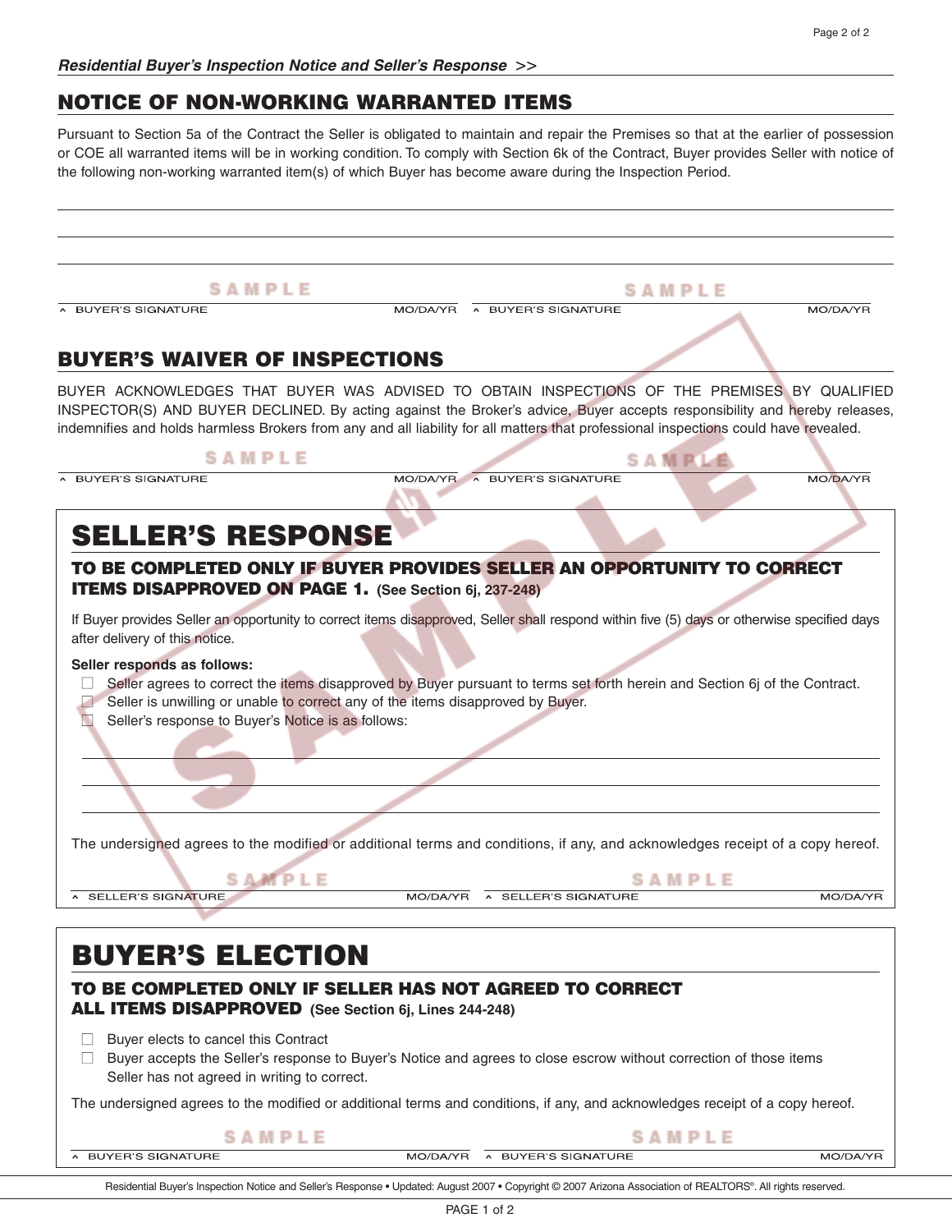*Residential Buyer's Inspection Notice and Seller's Response >>*

## NOTICE OF NON-WORKING WARRANTED ITEMS

Pursuant to Section 5a of the Contract the Seller is obligated to maintain and repair the Premises so that at the earlier of possession or COE all warranted items will be in working condition. To comply with Section 6k of the Contract, Buyer provides Seller with notice of the following non-working warranted item(s) of which Buyer has become aware during the Inspection Period.

______________________________________________________________________

______________________________________________________________________

______________________________________________________________________

SAMPLE SAMPLE

^ BUYER'S SIGNATURE MO/DA/YR ^ BUYER'S SIGNATURE MO/DA/YR

## BUYER'S WAIVER OF INSPECTIONS

BUYER ACKNOWLEDGES THAT BUYER WAS ADVISED TO OBTAIN INSPECTIONS OF THE PREMISES BY QUALIFIED INSPECTOR(S) AND BUYER DECLINED. By acting against the Broker's advice, Buyer accepts responsibility and hereby releases, indemnifies and holds harmless Brokers from any and all liability for all matters that professional inspections could have revealed.

SAMPLE SAMPLE

^ BUYER'S SIGNATURE MO/DA/YR ^ BUYER'S SIGNATURE MO/DA/YR

## SELLER'S RESPONSE

### TO BE COMPLETED ONLY IF BUYER PROVIDES SELLER AN OPPORTUNITY TO CORRECT ITEMS DISAPPROVED ON PAGE 1. (See Section 6j, 237-248)

If Buyer provides Seller an opportunity to correct items disapproved, Seller shall respond within five (5) days or otherwise specified days after delivery of this notice.

**Seller responds as follows:**

- ☐ Seller agrees to correct the items disapproved by Buyer pursuant to terms set forth herein and Section 6j of the Contract.
- ☐ Seller is unwilling or unable to correct any of the items disapproved by Buyer.
- ☐ Seller's response to Buyer's Notice is as follows:

______________________________________________________________________

______________________________________________________________________

______________________________________________________________________

The undersigned agrees to the modified or additional terms and conditions, if any, and acknowledges receipt of a copy hereof.

SAMPLE SAMPLE

^ SELLER'S SIGNATURE MO/DA/YR ^ SELLER'S SIGNATURE MO/DA/YR

## BUYER'S ELECTION

### TO BE COMPLETED ONLY IF SELLER HAS NOT AGREED TO CORRECT ALL ITEMS DISAPPROVED (See Section 6j, Lines 244-248)

- ☐ Buyer elects to cancel this Contract
- ☐ Buyer accepts the Seller's response to Buyer's Notice and agrees to close escrow without correction of those items Seller has not agreed in writing to correct.

The undersigned agrees to the modified or additional terms and conditions, if any, and acknowledges receipt of a copy hereof.

SAMPLE SAMPLE

^ BUYER'S SIGNATURE MO/DA/YR ^ BUYER'S SIGNATURE MO/DA/YR

Residential Buyer's Inspection Notice and Seller's Response • Updated: August 2007 • Copyright © 2007 Arizona Association of REALTORS®. All rights reserved.